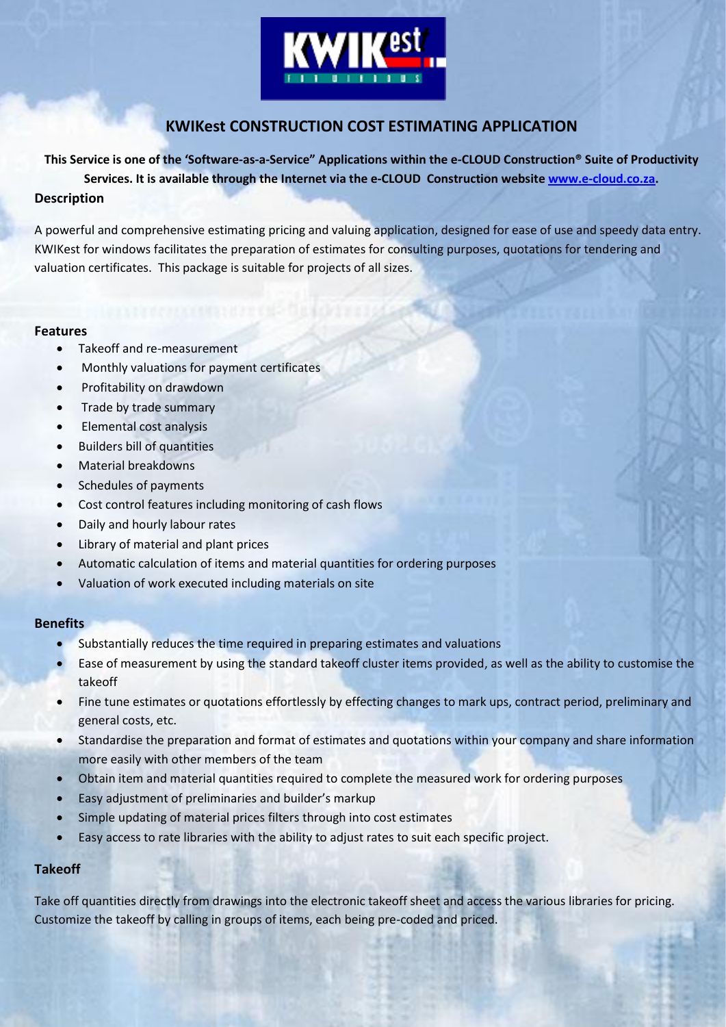# KWIKest CONSTRUCTION COST ESTIMATING APPLICATION

**This Service is one of the 'Software-as-a-Service" Applications within the e-CLOUD Construction® Suite of Productivity Services. It is available through the Internet via the e-CLOUD Construction website [www.e-cloud.co.za](http://www.e-cloud.co.za).**

## Description

A powerful and comprehensive estimating pricing and valuing application, designed for ease of use and speedy data entry. KWIKest for windows facilitates the preparation of estimates for consulting purposes, quotations for tendering and valuation certificates. This package is suitable for projects of all sizes.

## Features

- Takeoff and re-measurement
- Monthly valuations for payment certificates
- Profitability on drawdown
- Trade by trade summary
- Elemental cost analysis
- Builders bill of quantities
- Material breakdowns
- Schedules of payments
- Cost control features including monitoring of cash flows
- Daily and hourly labour rates
- Library of material and plant prices
- Automatic calculation of items and material quantities for ordering purposes
- Valuation of work executed including materials on site

## Benefits

- Substantially reduces the time required in preparing estimates and valuations
- Ease of measurement by using the standard takeoff cluster items provided, as well as the ability to customise the takeoff
- Fine tune estimates or quotations effortlessly by effecting changes to mark ups, contract period, preliminary and general costs, etc.
- Standardise the preparation and format of estimates and quotations within your company and share information more easily with other members of the team
- Obtain item and material quantities required to complete the measured work for ordering purposes
- Easy adjustment of preliminaries and builder's markup
- Simple updating of material prices filters through into cost estimates
- Easy access to rate libraries with the ability to adjust rates to suit each specific project.

## Takeoff

Take off quantities directly from drawings into the electronic takeoff sheet and access the various libraries for pricing. Customize the takeoff by calling in groups of items, each being pre-coded and priced.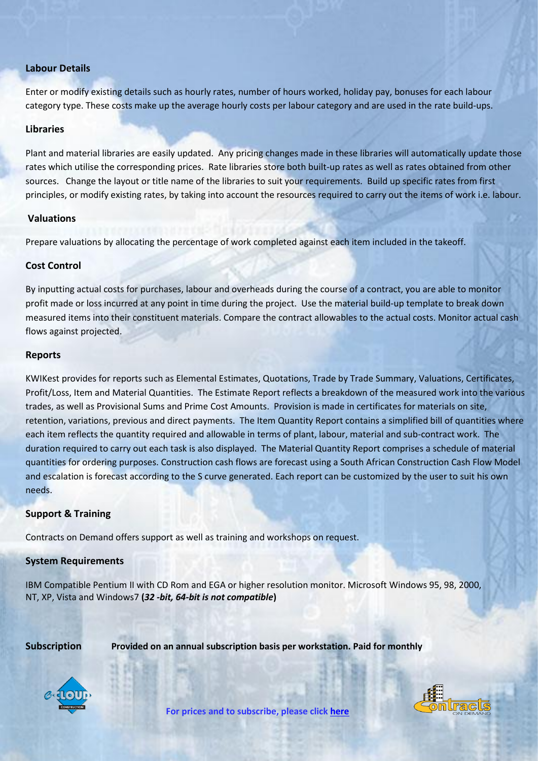## Labour Details

Enter or modify existing details such as hourly rates, number of hours worked, holiday pay, bonuses for each labour category type. These costs make up the average hourly costs per labour category and are used in the rate build-ups.

## Libraries

Plant and material libraries are easily updated. Any pricing changes made in these libraries will automatically update those rates which utilise the corresponding prices. Rate libraries store both built-up rates as well as rates obtained from other sources. Change the layout or title name of the libraries to suit your requirements. Build up specific rates from first principles, or modify existing rates, by taking into account the resources required to carry out the items of work i.e. labour.

## Valuations

Prepare valuations by allocating the percentage of work completed against each item included in the takeoff.

## Cost Control

By inputting actual costs for purchases, labour and overheads during the course of a contract, you are able to monitor profit made or loss incurred at any point in time during the project. Use the material build-up template to break down measured items into their constituent materials. Compare the contract allowables to the actual costs. Monitor actual cash flows against projected.

## Reports

KWIKest provides for reports such as Elemental Estimates, Quotations, Trade by Trade Summary, Valuations, Certificates, Profit/Loss, Item and Material Quantities. The Estimate Report reflects a breakdown of the measured work into the various trades, as well as Provisional Sums and Prime Cost Amounts. Provision is made in certificates for materials on site, retention, variations, previous and direct payments. The Item Quantity Report contains a simplified bill of quantities where each item reflects the quantity required and allowable in terms of plant, labour, material and sub-contract work. The duration required to carry out each task is also displayed. The Material Quantity Report comprises a schedule of material quantities for ordering purposes. Construction cash flows are forecast using a South African Construction Cash Flow Model and escalation is forecast according to the S curve generated. Each report can be customized by the user to suit his own needs.

## Support & Training

Contracts on Demand offers support as well as training and workshops on request.

## System Requirements

IBM Compatible Pentium II with CD Rom and EGA or higher resolution monitor. Microsoft Windows 95, 98, 2000, NT, XP, Vista and Windows7 **(*32 -bit, 64-bit is not compatible*)**

**Subscription** **Provided on an annual subscription basis per workstation. Paid for monthly**

For prices and to subscribe, please click [here]